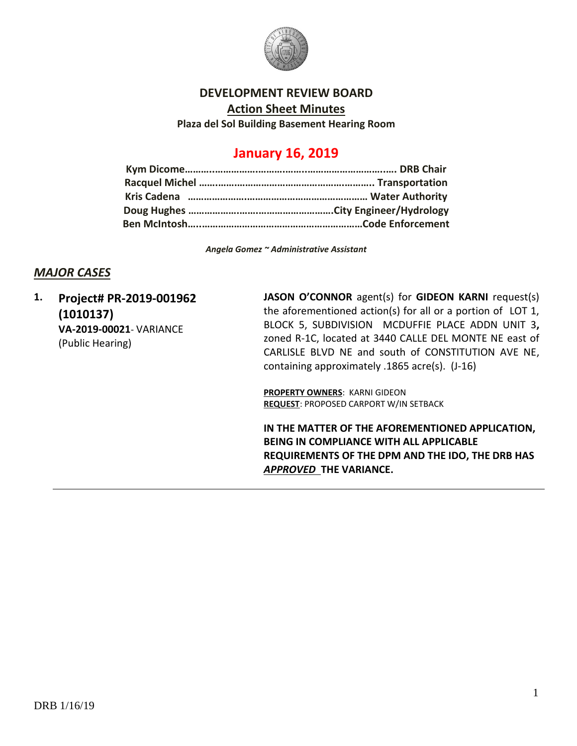# DEVELOPMENT REVIEW BOARD

## Action Sheet Minutes

**Plaza del Sol Building Basement Hearing Room**

## January 16, 2019

**Kym Dicome………………………………………………………………. DRB Chair**
**Racquel Michel ……………………………………………………….. Transportation**
**Kris Cadena ………………………………………………………… Water Authority**
**Doug Hughes ……………………………………………….City Engineer/Hydrology**
**Ben McIntosh…………………………………………………………Code Enforcement**

*Angela Gomez ~ Administrative Assistant*

## *MAJOR CASES*

**1. Project# PR-2019-001962 (1010137)**
**VA-2019-00021**- VARIANCE
(Public Hearing)

**JASON O'CONNOR** agent(s) for **GIDEON KARNI** request(s) the aforementioned action(s) for all or a portion of LOT 1, BLOCK 5, SUBDIVISION MCDUFFIE PLACE ADDN UNIT 3**,** zoned R-1C, located at 3440 CALLE DEL MONTE NE east of CARLISLE BLVD NE and south of CONSTITUTION AVE NE, containing approximately .1865 acre(s). (J-16)

**PROPERTY OWNERS**: KARNI GIDEON
**REQUEST**: PROPOSED CARPORT W/IN SETBACK

**IN THE MATTER OF THE AFOREMENTIONED APPLICATION, BEING IN COMPLIANCE WITH ALL APPLICABLE REQUIREMENTS OF THE DPM AND THE IDO, THE DRB HAS *APPROVED* THE VARIANCE.**

---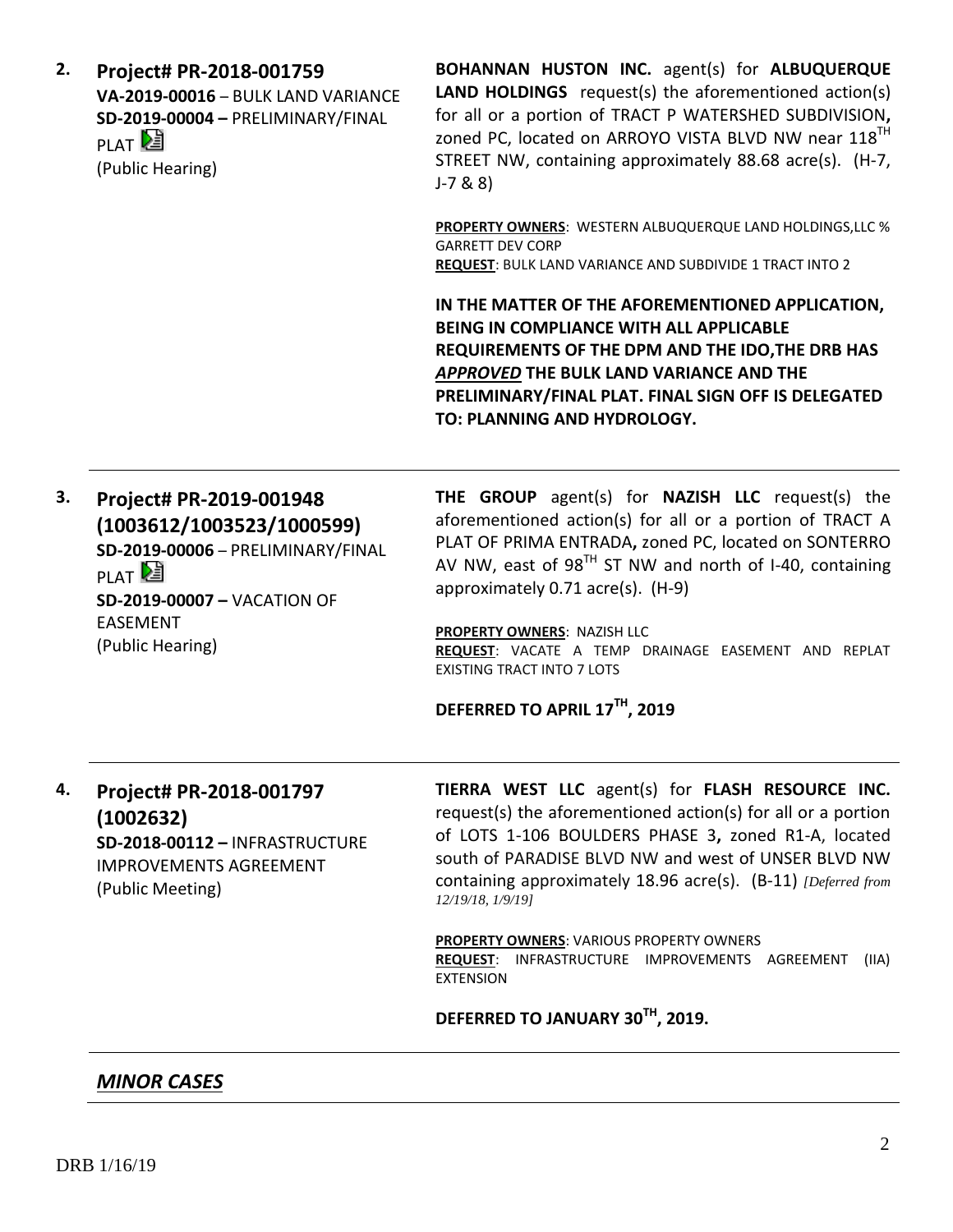**2. Project# PR-2018-001759**
**VA-2019-00016** – BULK LAND VARIANCE
**SD-2019-00004 –** PRELIMINARY/FINAL PLAT
(Public Hearing)

**BOHANNAN HUSTON INC.** agent(s) for **ALBUQUERQUE LAND HOLDINGS** request(s) the aforementioned action(s) for all or a portion of TRACT P WATERSHED SUBDIVISION**,** zoned PC, located on ARROYO VISTA BLVD NW near 118TH STREET NW, containing approximately 88.68 acre(s). (H-7, J-7 & 8)

**PROPERTY OWNERS**: WESTERN ALBUQUERQUE LAND HOLDINGS,LLC % GARRETT DEV CORP
**REQUEST**: BULK LAND VARIANCE AND SUBDIVIDE 1 TRACT INTO 2

**IN THE MATTER OF THE AFOREMENTIONED APPLICATION, BEING IN COMPLIANCE WITH ALL APPLICABLE REQUIREMENTS OF THE DPM AND THE IDO,THE DRB HAS *APPROVED* THE BULK LAND VARIANCE AND THE PRELIMINARY/FINAL PLAT. FINAL SIGN OFF IS DELEGATED TO: PLANNING AND HYDROLOGY.**

---

**3. Project# PR-2019-001948 (1003612/1003523/1000599)**
**SD-2019-00006** – PRELIMINARY/FINAL PLAT
**SD-2019-00007 –** VACATION OF EASEMENT
(Public Hearing)

**THE GROUP** agent(s) for **NAZISH LLC** request(s) the aforementioned action(s) for all or a portion of TRACT A PLAT OF PRIMA ENTRADA**,** zoned PC, located on SONTERRO AV NW, east of 98TH ST NW and north of I-40, containing approximately 0.71 acre(s). (H-9)

**PROPERTY OWNERS**: NAZISH LLC
**REQUEST**: VACATE A TEMP DRAINAGE EASEMENT AND REPLAT EXISTING TRACT INTO 7 LOTS

**DEFERRED TO APRIL 17TH, 2019**

---

**4. Project# PR-2018-001797 (1002632)**
**SD-2018-00112 –** INFRASTRUCTURE IMPROVEMENTS AGREEMENT
(Public Meeting)

**TIERRA WEST LLC** agent(s) for **FLASH RESOURCE INC.** request(s) the aforementioned action(s) for all or a portion of LOTS 1-106 BOULDERS PHASE 3**,** zoned R1-A, located south of PARADISE BLVD NW and west of UNSER BLVD NW containing approximately 18.96 acre(s). (B-11) *[Deferred from 12/19/18, 1/9/19]*

**PROPERTY OWNERS**: VARIOUS PROPERTY OWNERS
**REQUEST**: INFRASTRUCTURE IMPROVEMENTS AGREEMENT (IIA) EXTENSION

**DEFERRED TO JANUARY 30TH, 2019.**

---

## ***MINOR CASES***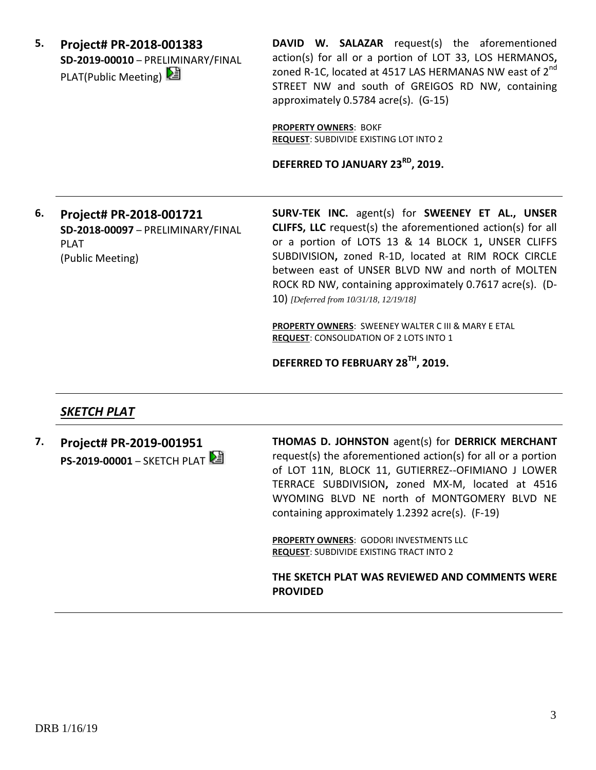**5.** **Project# PR-2018-001383**
**SD-2019-00010** – PRELIMINARY/FINAL PLAT(Public Meeting)

**DAVID W. SALAZAR** request(s) the aforementioned action(s) for all or a portion of LOT 33, LOS HERMANOS**,** zoned R-1C, located at 4517 LAS HERMANAS NW east of 2nd STREET NW and south of GREIGOS RD NW, containing approximately 0.5784 acre(s). (G-15)

**PROPERTY OWNERS**: BOKF
**REQUEST**: SUBDIVIDE EXISTING LOT INTO 2

**DEFERRED TO JANUARY 23RD, 2019.**

---

**6.** **Project# PR-2018-001721**
**SD-2018-00097** – PRELIMINARY/FINAL PLAT
(Public Meeting)

**SURV-TEK INC.** agent(s) for **SWEENEY ET AL., UNSER CLIFFS, LLC** request(s) the aforementioned action(s) for all or a portion of LOTS 13 & 14 BLOCK 1**,** UNSER CLIFFS SUBDIVISION**,** zoned R-1D, located at RIM ROCK CIRCLE between east of UNSER BLVD NW and north of MOLTEN ROCK RD NW, containing approximately 0.7617 acre(s). (D-10) *[Deferred from 10/31/18, 12/19/18]*

**PROPERTY OWNERS**: SWEENEY WALTER C III & MARY E ETAL
**REQUEST**: CONSOLIDATION OF 2 LOTS INTO 1

**DEFERRED TO FEBRUARY 28TH, 2019.**

---

## ***SKETCH PLAT***

**7.** **Project# PR-2019-001951**
**PS-2019-00001** – SKETCH PLAT

**THOMAS D. JOHNSTON** agent(s) for **DERRICK MERCHANT** request(s) the aforementioned action(s) for all or a portion of LOT 11N, BLOCK 11, GUTIERREZ--OFIMIANO J LOWER TERRACE SUBDIVISION**,** zoned MX-M, located at 4516 WYOMING BLVD NE north of MONTGOMERY BLVD NE containing approximately 1.2392 acre(s). (F-19)

**PROPERTY OWNERS**: GODORI INVESTMENTS LLC
**REQUEST**: SUBDIVIDE EXISTING TRACT INTO 2

**THE SKETCH PLAT WAS REVIEWED AND COMMENTS WERE PROVIDED**

---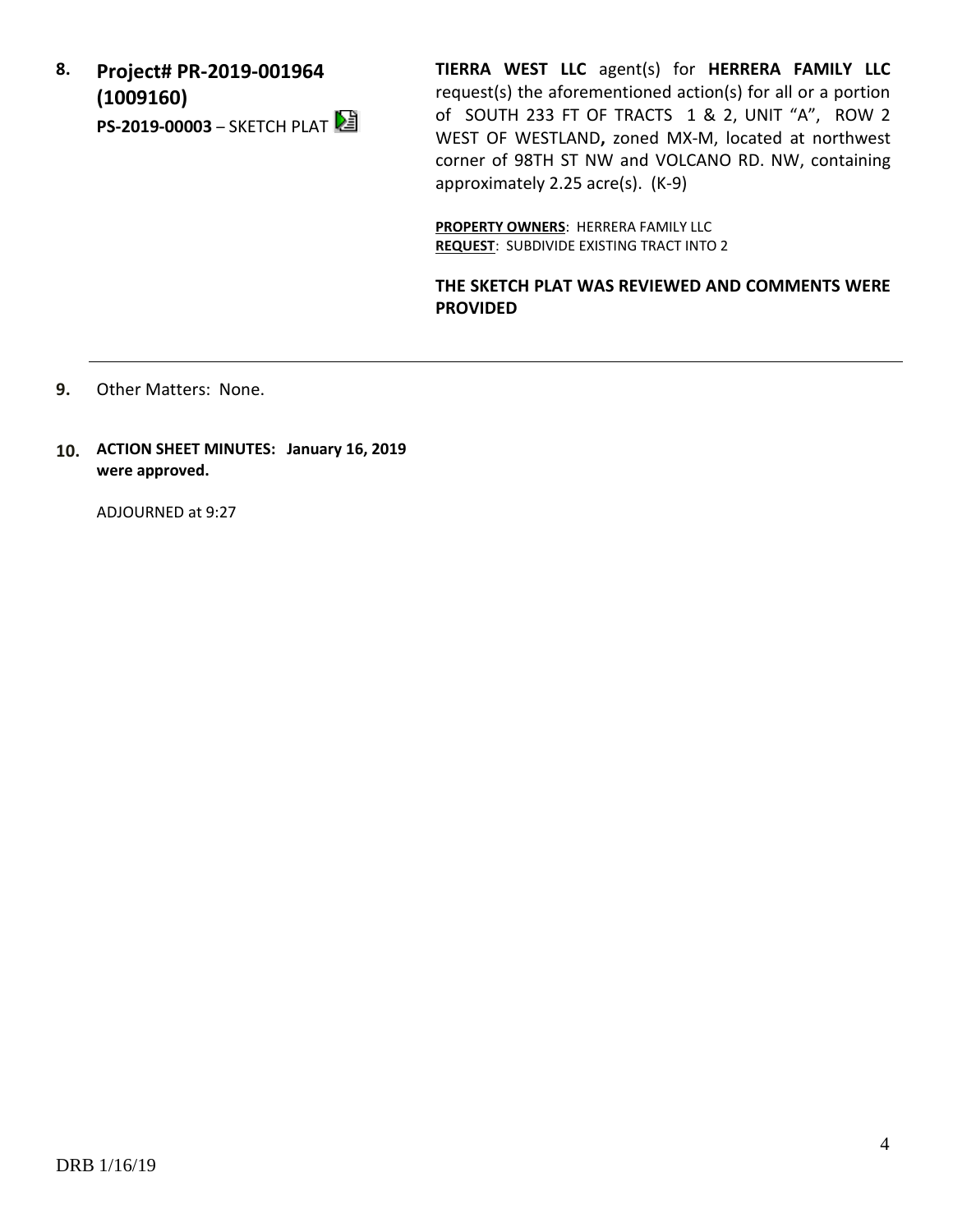**8. Project# PR-2019-001964 (1009160)**
**PS-2019-00003** – SKETCH PLAT

**TIERRA WEST LLC** agent(s) for **HERRERA FAMILY LLC** request(s) the aforementioned action(s) for all or a portion of SOUTH 233 FT OF TRACTS 1 & 2, UNIT "A", ROW 2 WEST OF WESTLAND**,** zoned MX-M, located at northwest corner of 98TH ST NW and VOLCANO RD. NW, containing approximately 2.25 acre(s). (K-9)

**PROPERTY OWNERS**: HERRERA FAMILY LLC
**REQUEST**: SUBDIVIDE EXISTING TRACT INTO 2

**THE SKETCH PLAT WAS REVIEWED AND COMMENTS WERE PROVIDED**

---

**9.** Other Matters: None.

**10. ACTION SHEET MINUTES: January 16, 2019 were approved.**

ADJOURNED at 9:27